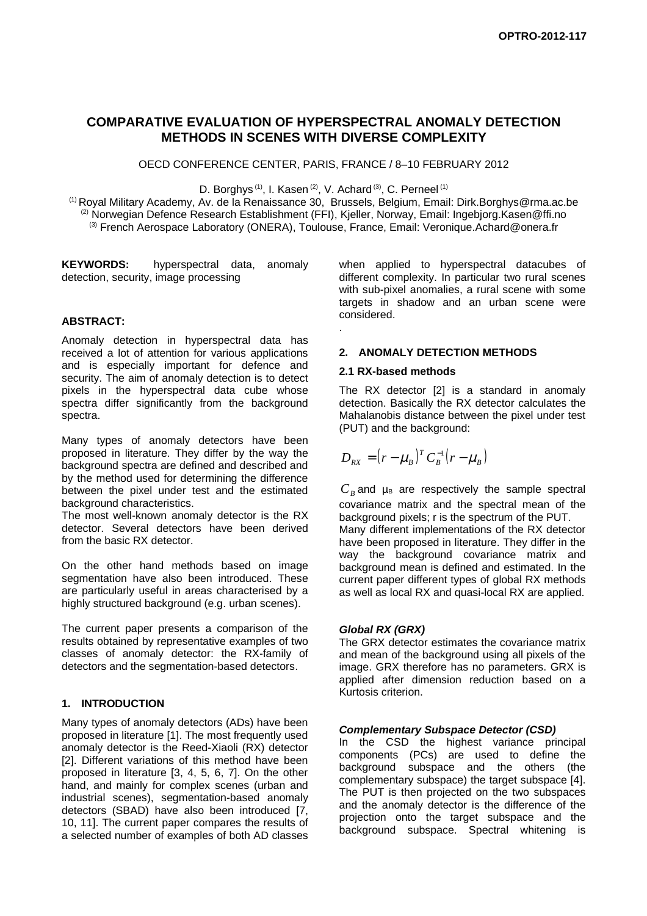# COMPARATIVE EVALUATION OF HYPERSPECTRAL ANOMALY DETECTION METHODS IN SCENES WITH DIVERSE COMPLEXITY

OECD CONFERENCE CENTER, PARIS, FRANCE / 8–10 FEBRUARY 2012

D. Borghys [(1)], I. Kasen [(2)], V. Achard [(3)], C. Perneel [(1)]

[(1)] Royal Military Academy, Av. de la Renaissance 30, Brussels, Belgium, Email: Dirk.Borghys@rma.ac.be
[(2)] Norwegian Defence Research Establishment (FFI), Kjeller, Norway, Email: Ingebjorg.Kasen@ffi.no
[(3)] French Aerospace Laboratory (ONERA), Toulouse, France, Email: Veronique.Achard@onera.fr

**KEYWORDS:** hyperspectral data, anomaly detection, security, image processing

**ABSTRACT:**

Anomaly detection in hyperspectral data has received a lot of attention for various applications and is especially important for defence and security. The aim of anomaly detection is to detect pixels in the hyperspectral data cube whose spectra differ significantly from the background spectra.

Many types of anomaly detectors have been proposed in literature. They differ by the way the background spectra are defined and described and by the method used for determining the difference between the pixel under test and the estimated background characteristics.
The most well-known anomaly detector is the RX detector. Several detectors have been derived from the basic RX detector.

On the other hand methods based on image segmentation have also been introduced. These are particularly useful in areas characterised by a highly structured background (e.g. urban scenes).

The current paper presents a comparison of the results obtained by representative examples of two classes of anomaly detector: the RX-family of detectors and the segmentation-based detectors.

## 1. INTRODUCTION

Many types of anomaly detectors (ADs) have been proposed in literature [1]. The most frequently used anomaly detector is the Reed-Xiaoli (RX) detector [2]. Different variations of this method have been proposed in literature [3, 4, 5, 6, 7]. On the other hand, and mainly for complex scenes (urban and industrial scenes), segmentation-based anomaly detectors (SBAD) have also been introduced [7, 10, 11]. The current paper compares the results of a selected number of examples of both AD classes when applied to hyperspectral datacubes of different complexity. In particular two rural scenes with sub-pixel anomalies, a rural scene with some targets in shadow and an urban scene were considered.

.

## 2. ANOMALY DETECTION METHODS

### 2.1 RX-based methods

The RX detector [2] is a standard in anomaly detection. Basically the RX detector calculates the Mahalanobis distance between the pixel under test (PUT) and the background:

$$D_{RX} = (r - \mu_B)^T C_B^{-1} (r - \mu_B)$$

$C_B$ and $\mu_B$ are respectively the sample spectral covariance matrix and the spectral mean of the background pixels; r is the spectrum of the PUT.
Many different implementations of the RX detector have been proposed in literature. They differ in the way the background covariance matrix and background mean is defined and estimated. In the current paper different types of global RX methods as well as local RX and quasi-local RX are applied.

***Global RX (GRX)***

The GRX detector estimates the covariance matrix and mean of the background using all pixels of the image. GRX therefore has no parameters. GRX is applied after dimension reduction based on a Kurtosis criterion.

***Complementary Subspace Detector (CSD)***

In the CSD the highest variance principal components (PCs) are used to define the background subspace and the others (the complementary subspace) the target subspace [4]. The PUT is then projected on the two subspaces and the anomaly detector is the difference of the projection onto the target subspace and the background subspace. Spectral whitening is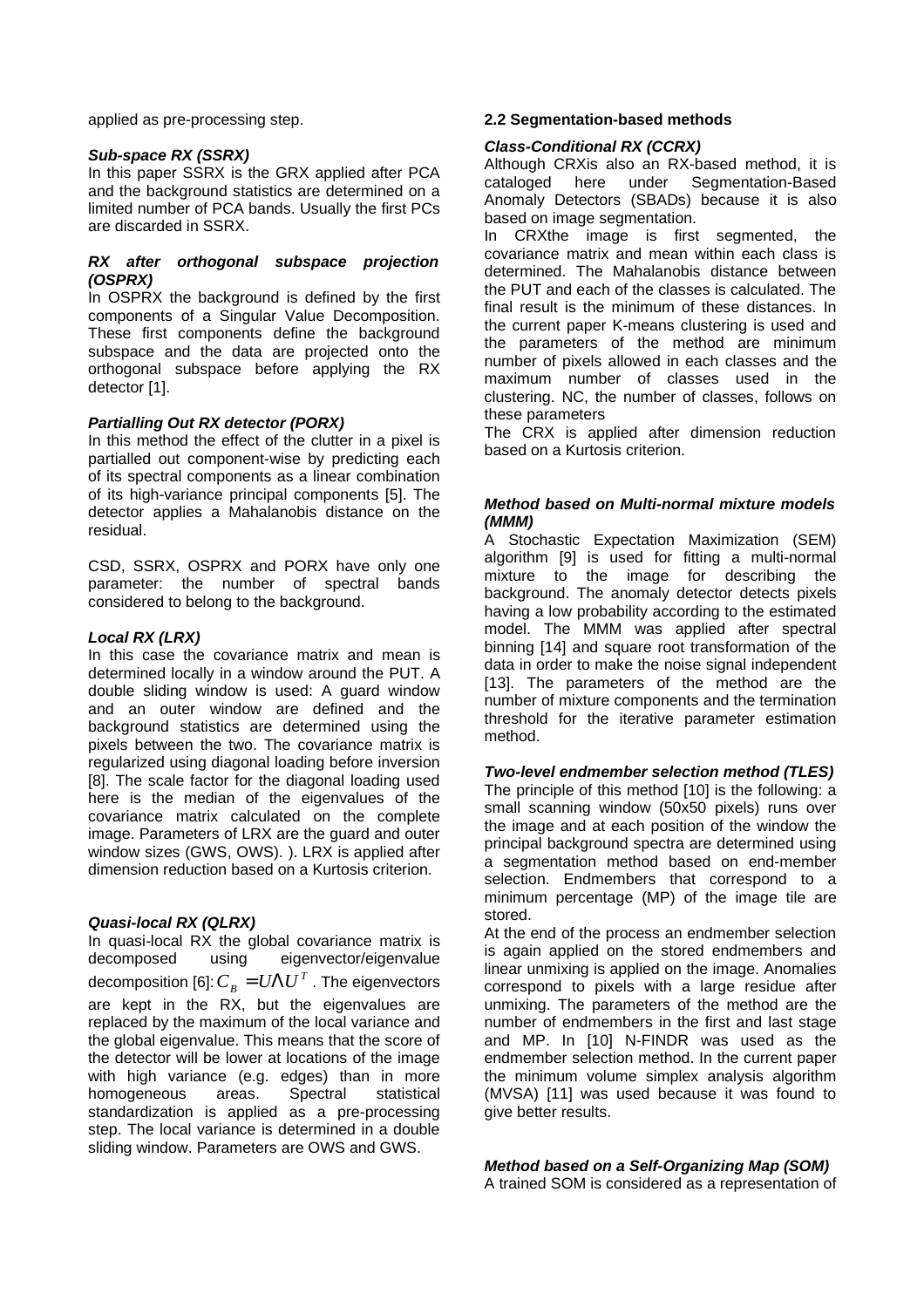applied as pre-processing step.

***Sub-space RX (SSRX)***

In this paper SSRX is the GRX applied after PCA and the background statistics are determined on a limited number of PCA bands. Usually the first PCs are discarded in SSRX.

***RX after orthogonal subspace projection (OSPRX)***

In OSPRX the background is defined by the first components of a Singular Value Decomposition. These first components define the background subspace and the data are projected onto the orthogonal subspace before applying the RX detector [1].

***Partialling Out RX detector (PORX)***

In this method the effect of the clutter in a pixel is partialled out component-wise by predicting each of its spectral components as a linear combination of its high-variance principal components [5]. The detector applies a Mahalanobis distance on the residual.

CSD, SSRX, OSPRX and PORX have only one parameter: the number of spectral bands considered to belong to the background.

***Local RX (LRX)***

In this case the covariance matrix and mean is determined locally in a window around the PUT. A double sliding window is used: A guard window and an outer window are defined and the background statistics are determined using the pixels between the two. The covariance matrix is regularized using diagonal loading before inversion [8]. The scale factor for the diagonal loading used here is the median of the eigenvalues of the covariance matrix calculated on the complete image. Parameters of LRX are the guard and outer window sizes (GWS, OWS). ). LRX is applied after dimension reduction based on a Kurtosis criterion.

***Quasi-local RX (QLRX)***

In quasi-local RX the global covariance matrix is decomposed using eigenvector/eigenvalue decomposition [6]: $C_B = U\Lambda U^T$. The eigenvectors are kept in the RX, but the eigenvalues are replaced by the maximum of the local variance and the global eigenvalue. This means that the score of the detector will be lower at locations of the image with high variance (e.g. edges) than in more homogeneous areas. Spectral statistical standardization is applied as a pre-processing step. The local variance is determined in a double sliding window. Parameters are OWS and GWS.

### 2.2 Segmentation-based methods

***Class-Conditional RX (CCRX)***

Although CRXis also an RX-based method, it is cataloged here under Segmentation-Based Anomaly Detectors (SBADs) because it is also based on image segmentation.

In CRXthe image is first segmented, the covariance matrix and mean within each class is determined. The Mahalanobis distance between the PUT and each of the classes is calculated. The final result is the minimum of these distances. In the current paper K-means clustering is used and the parameters of the method are minimum number of pixels allowed in each classes and the maximum number of classes used in the clustering. NC, the number of classes, follows on these parameters

The CRX is applied after dimension reduction based on a Kurtosis criterion.

***Method based on Multi-normal mixture models (MMM)***

A Stochastic Expectation Maximization (SEM) algorithm [9] is used for fitting a multi-normal mixture to the image for describing the background. The anomaly detector detects pixels having a low probability according to the estimated model. The MMM was applied after spectral binning [14] and square root transformation of the data in order to make the noise signal independent [13]. The parameters of the method are the number of mixture components and the termination threshold for the iterative parameter estimation method.

***Two-level endmember selection method (TLES)***

The principle of this method [10] is the following: a small scanning window (50x50 pixels) runs over the image and at each position of the window the principal background spectra are determined using a segmentation method based on end-member selection. Endmembers that correspond to a minimum percentage (MP) of the image tile are stored.

At the end of the process an endmember selection is again applied on the stored endmembers and linear unmixing is applied on the image. Anomalies correspond to pixels with a large residue after unmixing. The parameters of the method are the number of endmembers in the first and last stage and MP. In [10] N-FINDR was used as the endmember selection method. In the current paper the minimum volume simplex analysis algorithm (MVSA) [11] was used because it was found to give better results.

***Method based on a Self-Organizing Map (SOM)***

A trained SOM is considered as a representation of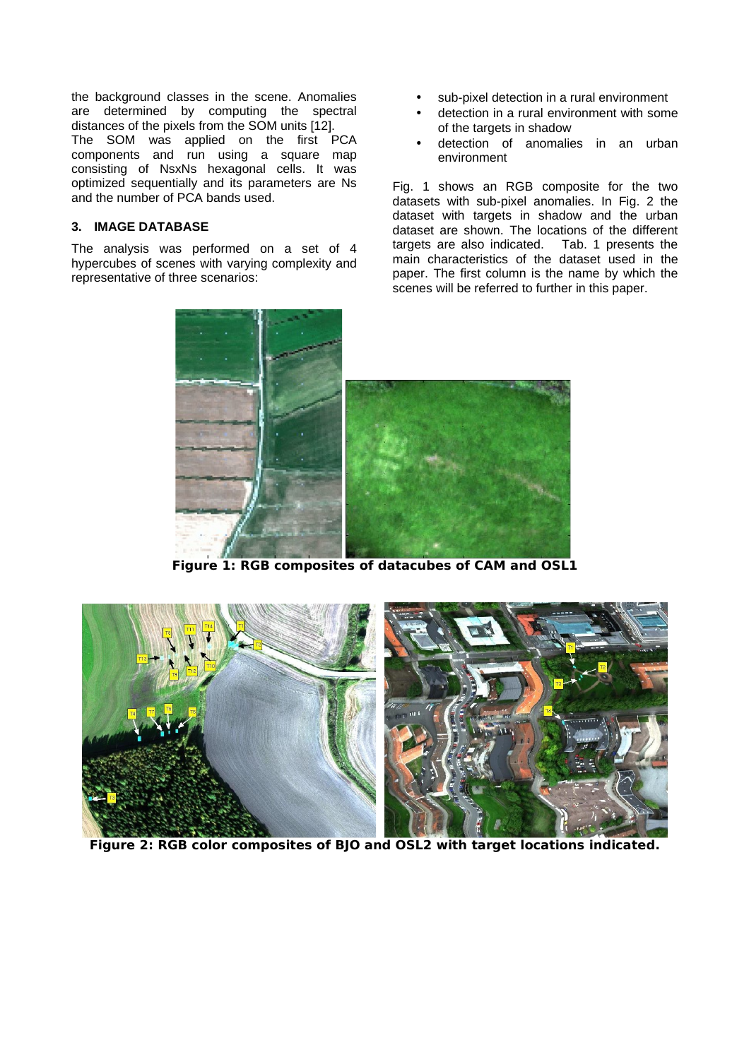the background classes in the scene. Anomalies are determined by computing the spectral distances of the pixels from the SOM units [12].
The SOM was applied on the first PCA components and run using a square map consisting of NsxNs hexagonal cells. It was optimized sequentially and its parameters are Ns and the number of PCA bands used.

### 3. IMAGE DATABASE

The analysis was performed on a set of 4 hypercubes of scenes with varying complexity and representative of three scenarios:

- sub-pixel detection in a rural environment
- detection in a rural environment with some of the targets in shadow
- detection of anomalies in an urban environment

Fig. 1 shows an RGB composite for the two datasets with sub-pixel anomalies. In Fig. 2 the dataset with targets in shadow and the urban dataset are shown. The locations of the different targets are also indicated. Tab. 1 presents the main characteristics of the dataset used in the paper. The first column is the name by which the scenes will be referred to further in this paper.

**Figure 1: RGB composites of datacubes of CAM and OSL1**

**Figure 2: RGB color composites of BJO and OSL2 with target locations indicated.**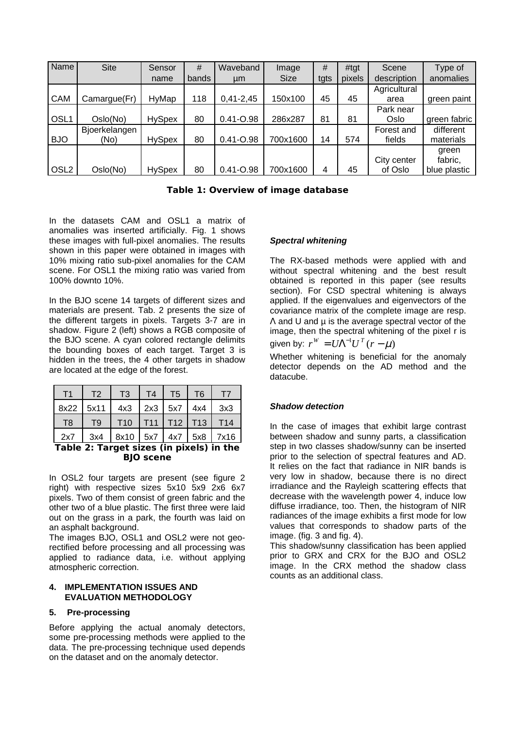| Name | Site | Sensor name | # bands | Waveband µm | Image Size | # tgts | #tgt pixels | Scene description | Type of anomalies |
|---|---|---|---|---|---|---|---|---|---|
| CAM | Camargue(Fr) | HyMap | 118 | 0,41-2,45 | 150x100 | 45 | 45 | Agricultural area | green paint |
| OSL1 | Oslo(No) | HySpex | 80 | 0.41-O.98 | 286x287 | 81 | 81 | Park near Oslo | green fabric |
| BJO | Bjoerkelangen (No) | HySpex | 80 | 0.41-O.98 | 700x1600 | 14 | 574 | Forest and fields | different materials |
| OSL2 | Oslo(No) | HySpex | 80 | 0.41-O.98 | 700x1600 | 4 | 45 | City center of Oslo | green fabric, blue plastic |

**Table 1: Overview of image database**

In the datasets CAM and OSL1 a matrix of anomalies was inserted artificially. Fig. 1 shows these images with full-pixel anomalies. The results shown in this paper were obtained in images with 10% mixing ratio sub-pixel anomalies for the CAM scene. For OSL1 the mixing ratio was varied from 100% downto 10%.

In the BJO scene 14 targets of different sizes and materials are present. Tab. 2 presents the size of the different targets in pixels. Targets 3-7 are in shadow. Figure 2 (left) shows a RGB composite of the BJO scene. A cyan colored rectangle delimits the bounding boxes of each target. Target 3 is hidden in the trees, the 4 other targets in shadow are located at the edge of the forest.

| T1 | T2 | T3 | T4 | T5 | T6 | T7 |
|---|---|---|---|---|---|---|
| 8x22 | 5x11 | 4x3 | 2x3 | 5x7 | 4x4 | 3x3 |
| T8 | T9 | T10 | T11 | T12 | T13 | T14 |
| 2x7 | 3x4 | 8x10 | 5x7 | 4x7 | 5x8 | 7x16 |

**Table 2: Target sizes (in pixels) in the BJO scene**

In OSL2 four targets are present (see figure 2 right) with respective sizes 5x10 5x9 2x6 6x7 pixels. Two of them consist of green fabric and the other two of a blue plastic. The first three were laid out on the grass in a park, the fourth was laid on an asphalt background.

The images BJO, OSL1 and OSL2 were not geo-rectified before processing and all processing was applied to radiance data, i.e. without applying atmospheric correction.

## 4. IMPLEMENTATION ISSUES AND EVALUATION METHODOLOGY

## 5. Pre-processing

Before applying the actual anomaly detectors, some pre-processing methods were applied to the data. The pre-processing technique used depends on the dataset and on the anomaly detector.

### *Spectral whitening*

The RX-based methods were applied with and without spectral whitening and the best result obtained is reported in this paper (see results section). For CSD spectral whitening is always applied. If the eigenvalues and eigenvectors of the covariance matrix of the complete image are resp. $\Lambda$ and U and µ is the average spectral vector of the image, then the spectral whitening of the pixel r is given by: $r^W = U\Lambda^{-1}U^T(r-\mu)$

Whether whitening is beneficial for the anomaly detector depends on the AD method and the datacube.

### *Shadow detection*

In the case of images that exhibit large contrast between shadow and sunny parts, a classification step in two classes shadow/sunny can be inserted prior to the selection of spectral features and AD. It relies on the fact that radiance in NIR bands is very low in shadow, because there is no direct irradiance and the Rayleigh scattering effects that decrease with the wavelength power 4, induce low diffuse irradiance, too. Then, the histogram of NIR radiances of the image exhibits a first mode for low values that corresponds to shadow parts of the image. (fig. 3 and fig. 4).

This shadow/sunny classification has been applied prior to GRX and CRX for the BJO and OSL2 image. In the CRX method the shadow class counts as an additional class.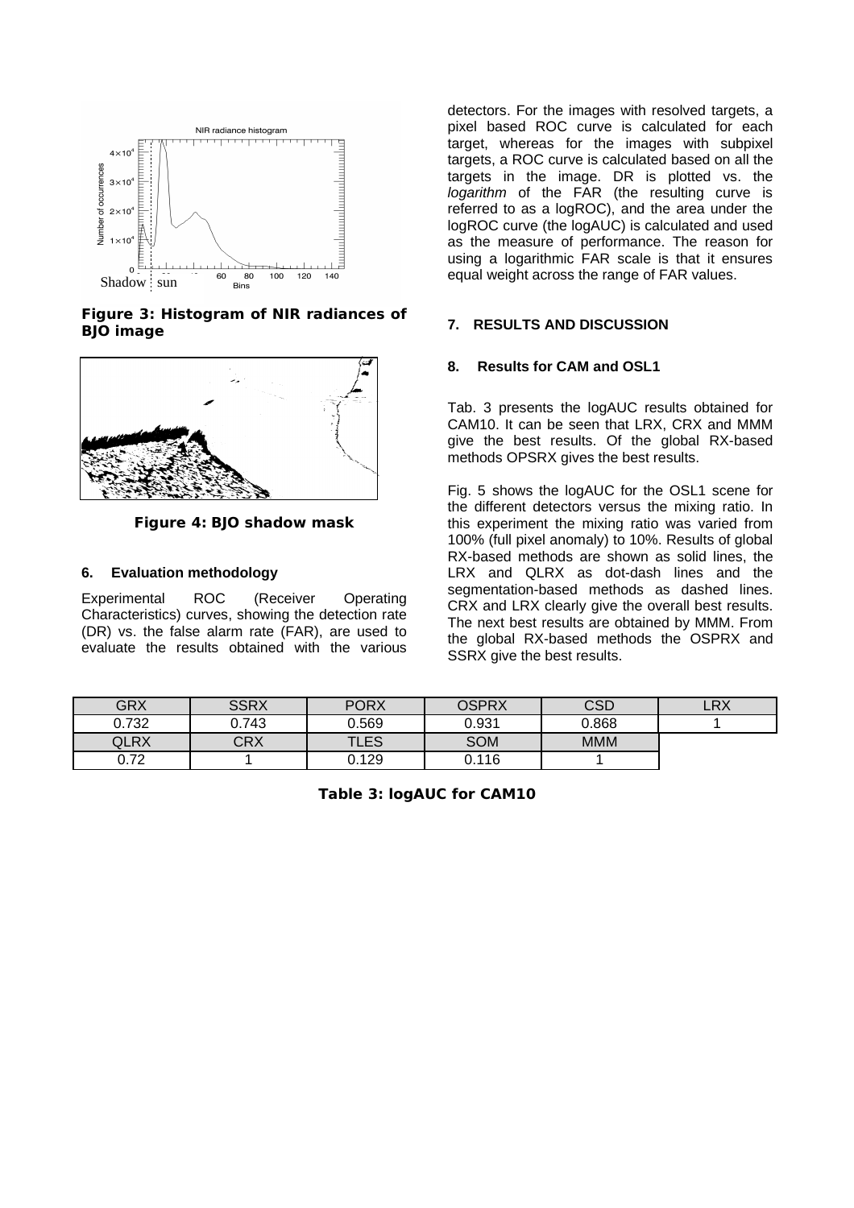Figure 3: Histogram of NIR radiances of BJO image

Figure 4: BJO shadow mask

### 6. Evaluation methodology

Experimental ROC (Receiver Operating Characteristics) curves, showing the detection rate (DR) vs. the false alarm rate (FAR), are used to evaluate the results obtained with the various detectors. For the images with resolved targets, a pixel based ROC curve is calculated for each target, whereas for the images with subpixel targets, a ROC curve is calculated based on all the targets in the image. DR is plotted vs. the *logarithm* of the FAR (the resulting curve is referred to as a logROC), and the area under the logROC curve (the logAUC) is calculated and used as the measure of performance. The reason for using a logarithmic FAR scale is that it ensures equal weight across the range of FAR values.

## 7. RESULTS AND DISCUSSION

### 8. Results for CAM and OSL1

Tab. 3 presents the logAUC results obtained for CAM10. It can be seen that LRX, CRX and MMM give the best results. Of the global RX-based methods OPSRX gives the best results.

Fig. 5 shows the logAUC for the OSL1 scene for the different detectors versus the mixing ratio. In this experiment the mixing ratio was varied from 100% (full pixel anomaly) to 10%. Results of global RX-based methods are shown as solid lines, the LRX and QLRX as dot-dash lines and the segmentation-based methods as dashed lines. CRX and LRX clearly give the overall best results. The next best results are obtained by MMM. From the global RX-based methods the OSPRX and SSRX give the best results.

| GRX | SSRX | PORX | OSPRX | CSD | LRX |
|---|---|---|---|---|---|
| 0.732 | 0.743 | 0.569 | 0.931 | 0.868 | 1 |
| QLRX | CRX | TLES | SOM | MMM | |
| 0.72 | 1 | 0.129 | 0.116 | 1 | |

Table 3: logAUC for CAM10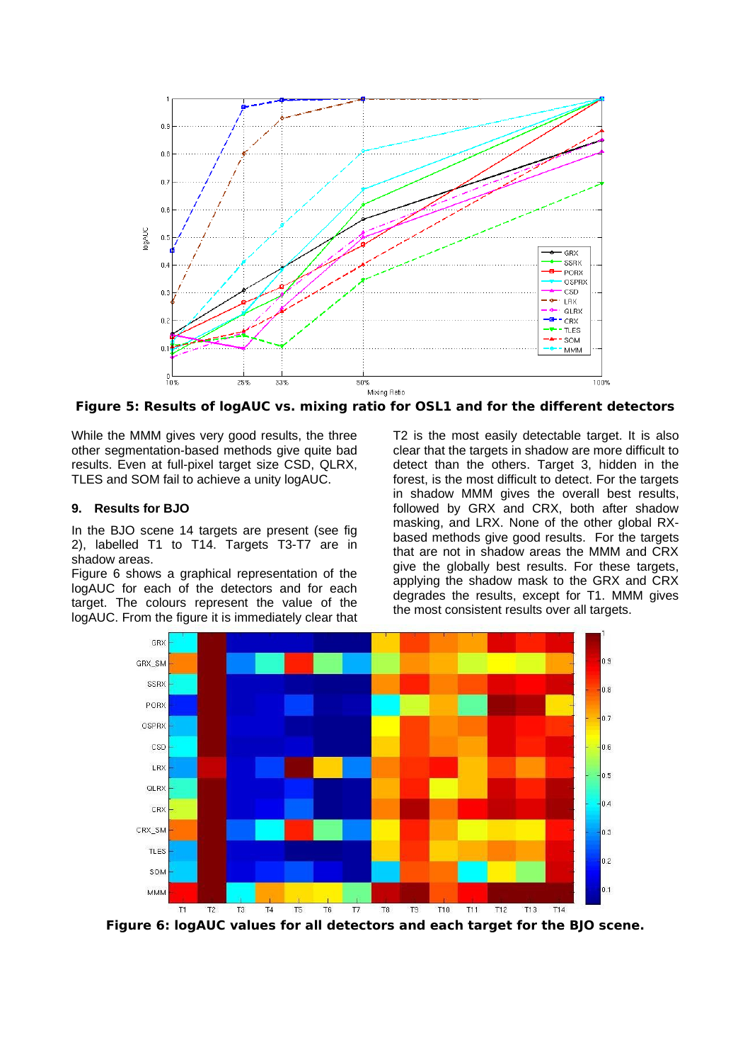**Figure 5: Results of logAUC vs. mixing ratio for OSL1 and for the different detectors**

While the MMM gives very good results, the three other segmentation-based methods give quite bad results. Even at full-pixel target size CSD, QLRX, TLES and SOM fail to achieve a unity logAUC.

### 9. Results for BJO

In the BJO scene 14 targets are present (see fig 2), labelled T1 to T14. Targets T3-T7 are in shadow areas.

Figure 6 shows a graphical representation of the logAUC for each of the detectors and for each target. The colours represent the value of the logAUC. From the figure it is immediately clear that T2 is the most easily detectable target. It is also clear that the targets in shadow are more difficult to detect than the others. Target 3, hidden in the forest, is the most difficult to detect. For the targets in shadow MMM gives the overall best results, followed by GRX and CRX, both after shadow masking, and LRX. None of the other global RX-based methods give good results. For the targets that are not in shadow areas the MMM and CRX give the globally best results. For these targets, applying the shadow mask to the GRX and CRX degrades the results, except for T1. MMM gives the most consistent results over all targets.

**Figure 6: logAUC values for all detectors and each target for the BJO scene.**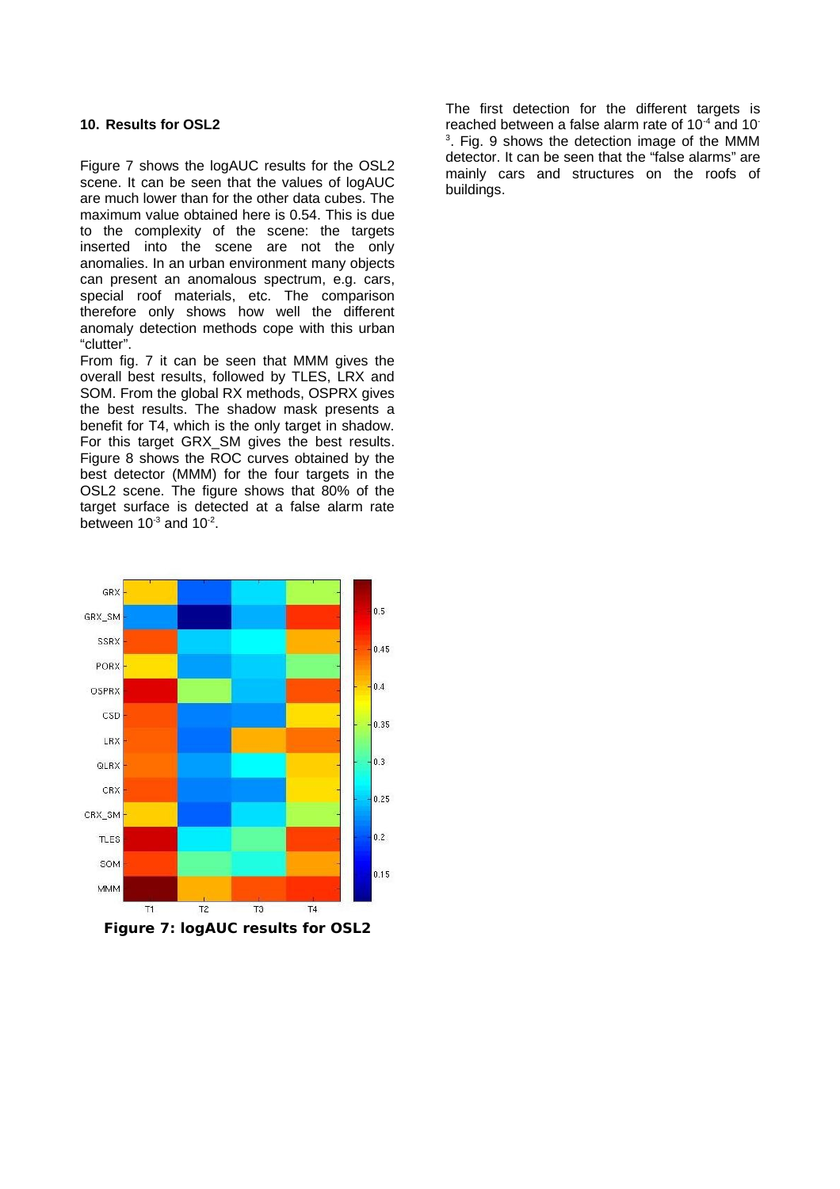## 10. Results for OSL2

Figure 7 shows the logAUC results for the OSL2 scene. It can be seen that the values of logAUC are much lower than for the other data cubes. The maximum value obtained here is 0.54. This is due to the complexity of the scene: the targets inserted into the scene are not the only anomalies. In an urban environment many objects can present an anomalous spectrum, e.g. cars, special roof materials, etc. The comparison therefore only shows how well the different anomaly detection methods cope with this urban "clutter".

From fig. 7 it can be seen that MMM gives the overall best results, followed by TLES, LRX and SOM. From the global RX methods, OSPRX gives the best results. The shadow mask presents a benefit for T4, which is the only target in shadow. For this target GRX_SM gives the best results. Figure 8 shows the ROC curves obtained by the best detector (MMM) for the four targets in the OSL2 scene. The figure shows that 80% of the target surface is detected at a false alarm rate between $10^{-3}$ and $10^{-2}$.

**Figure 7: logAUC results for OSL2**

The first detection for the different targets is reached between a false alarm rate of $10^{-4}$ and $10^{-3}$. Fig. 9 shows the detection image of the MMM detector. It can be seen that the "false alarms" are mainly cars and structures on the roofs of buildings.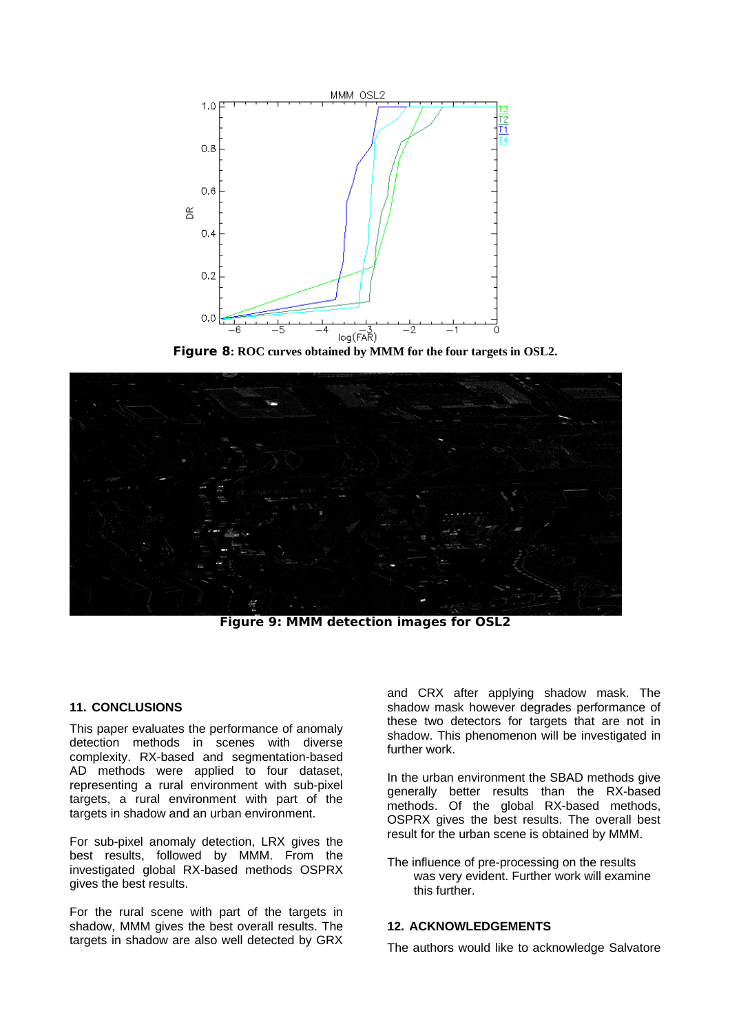**Figure 8: ROC curves obtained by MMM for the four targets in OSL2.**

**Figure 9: MMM detection images for OSL2**

## 11. CONCLUSIONS

This paper evaluates the performance of anomaly detection methods in scenes with diverse complexity. RX-based and segmentation-based AD methods were applied to four dataset, representing a rural environment with sub-pixel targets, a rural environment with part of the targets in shadow and an urban environment.

For sub-pixel anomaly detection, LRX gives the best results, followed by MMM. From the investigated global RX-based methods OSPRX gives the best results.

For the rural scene with part of the targets in shadow, MMM gives the best overall results. The targets in shadow are also well detected by GRX and CRX after applying shadow mask. The shadow mask however degrades performance of these two detectors for targets that are not in shadow. This phenomenon will be investigated in further work.

In the urban environment the SBAD methods give generally better results than the RX-based methods. Of the global RX-based methods, OSPRX gives the best results. The overall best result for the urban scene is obtained by MMM.

The influence of pre-processing on the results was very evident. Further work will examine this further.

## 12. ACKNOWLEDGEMENTS

The authors would like to acknowledge Salvatore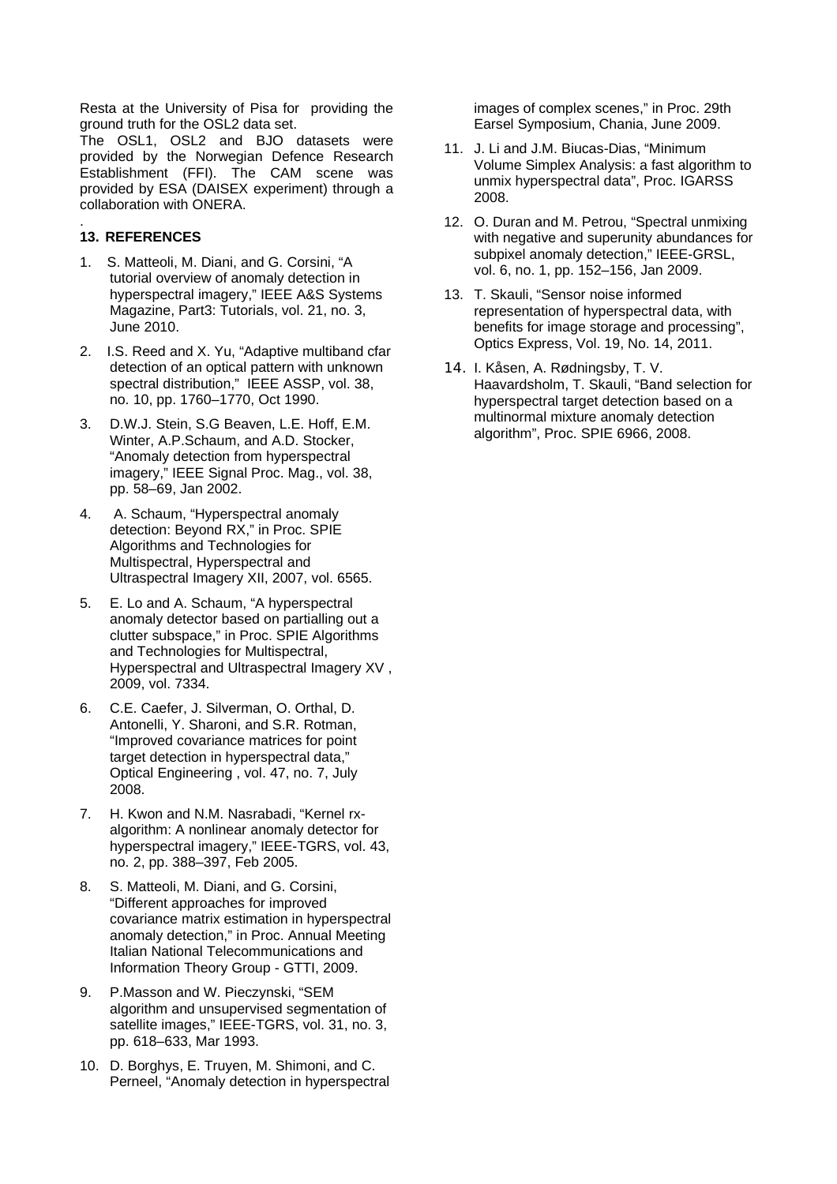Resta at the University of Pisa for providing the ground truth for the OSL2 data set.

The OSL1, OSL2 and BJO datasets were provided by the Norwegian Defence Research Establishment (FFI). The CAM scene was provided by ESA (DAISEX experiment) through a collaboration with ONERA.

## 13. REFERENCES

1. S. Matteoli, M. Diani, and G. Corsini, "A tutorial overview of anomaly detection in hyperspectral imagery," IEEE A&S Systems Magazine, Part3: Tutorials, vol. 21, no. 3, June 2010.

2. I.S. Reed and X. Yu, "Adaptive multiband cfar detection of an optical pattern with unknown spectral distribution," IEEE ASSP, vol. 38, no. 10, pp. 1760–1770, Oct 1990.

3. D.W.J. Stein, S.G Beaven, L.E. Hoff, E.M. Winter, A.P.Schaum, and A.D. Stocker, "Anomaly detection from hyperspectral imagery," IEEE Signal Proc. Mag., vol. 38, pp. 58–69, Jan 2002.

4. A. Schaum, "Hyperspectral anomaly detection: Beyond RX," in Proc. SPIE Algorithms and Technologies for Multispectral, Hyperspectral and Ultraspectral Imagery XII, 2007, vol. 6565.

5. E. Lo and A. Schaum, "A hyperspectral anomaly detector based on partialling out a clutter subspace," in Proc. SPIE Algorithms and Technologies for Multispectral, Hyperspectral and Ultraspectral Imagery XV , 2009, vol. 7334.

6. C.E. Caefer, J. Silverman, O. Orthal, D. Antonelli, Y. Sharoni, and S.R. Rotman, "Improved covariance matrices for point target detection in hyperspectral data," Optical Engineering , vol. 47, no. 7, July 2008.

7. H. Kwon and N.M. Nasrabadi, "Kernel rx-algorithm: A nonlinear anomaly detector for hyperspectral imagery," IEEE-TGRS, vol. 43, no. 2, pp. 388–397, Feb 2005.

8. S. Matteoli, M. Diani, and G. Corsini, "Different approaches for improved covariance matrix estimation in hyperspectral anomaly detection," in Proc. Annual Meeting Italian National Telecommunications and Information Theory Group - GTTI, 2009.

9. P.Masson and W. Pieczynski, "SEM algorithm and unsupervised segmentation of satellite images," IEEE-TGRS, vol. 31, no. 3, pp. 618–633, Mar 1993.

10. D. Borghys, E. Truyen, M. Shimoni, and C. Perneel, "Anomaly detection in hyperspectral images of complex scenes," in Proc. 29th Earsel Symposium, Chania, June 2009.

11. J. Li and J.M. Biucas-Dias, "Minimum Volume Simplex Analysis: a fast algorithm to unmix hyperspectral data", Proc. IGARSS 2008.

12. O. Duran and M. Petrou, "Spectral unmixing with negative and superunity abundances for subpixel anomaly detection," IEEE-GRSL, vol. 6, no. 1, pp. 152–156, Jan 2009.

13. T. Skauli, "Sensor noise informed representation of hyperspectral data, with benefits for image storage and processing", Optics Express, Vol. 19, No. 14, 2011.

14. I. Kåsen, A. Rødningsby, T. V. Haavardsholm, T. Skauli, "Band selection for hyperspectral target detection based on a multinormal mixture anomaly detection algorithm", Proc. SPIE 6966, 2008.